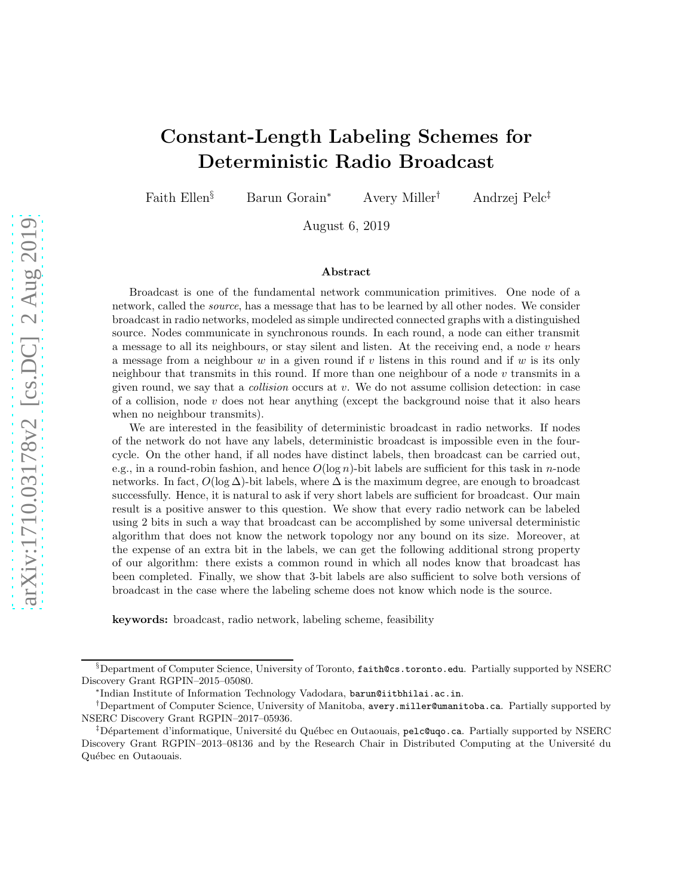# Constant-Length Labeling Schemes for Deterministic Radio Broadcast

Faith Ellen[§] Barun Gorain[*] Avery Miller[†] Andrzej Pelc[‡]

August 6, 2019

### Abstract

Broadcast is one of the fundamental network communication primitives. One node of a network, called the *source*, has a message that has to be learned by all other nodes. We consider broadcast in radio networks, modeled as simple undirected connected graphs with a distinguished source. Nodes communicate in synchronous rounds. In each round, a node can either transmit a message to all its neighbours, or stay silent and listen. At the receiving end, a node $v$ hears a message from a neighbour $w$ in a given round if $v$ listens in this round and if $w$ is its only neighbour that transmits in this round. If more than one neighbour of a node $v$ transmits in a given round, we say that a *collision* occurs at $v$. We do not assume collision detection: in case of a collision, node $v$ does not hear anything (except the background noise that it also hears when no neighbour transmits).

We are interested in the feasibility of deterministic broadcast in radio networks. If nodes of the network do not have any labels, deterministic broadcast is impossible even in the four-cycle. On the other hand, if all nodes have distinct labels, then broadcast can be carried out, e.g., in a round-robin fashion, and hence $O(\log n)$-bit labels are sufficient for this task in $n$-node networks. In fact, $O(\log \Delta)$-bit labels, where $\Delta$ is the maximum degree, are enough to broadcast successfully. Hence, it is natural to ask if very short labels are sufficient for broadcast. Our main result is a positive answer to this question. We show that every radio network can be labeled using 2 bits in such a way that broadcast can be accomplished by some universal deterministic algorithm that does not know the network topology nor any bound on its size. Moreover, at the expense of an extra bit in the labels, we can get the following additional strong property of our algorithm: there exists a common round in which all nodes know that broadcast has been completed. Finally, we show that 3-bit labels are also sufficient to solve both versions of broadcast in the case where the labeling scheme does not know which node is the source.

**keywords:** broadcast, radio network, labeling scheme, feasibility

---

[§]Department of Computer Science, University of Toronto, faith@cs.toronto.edu. Partially supported by NSERC Discovery Grant RGPIN–2015–05080.

[*]Indian Institute of Information Technology Vadodara, barun@iitbhilai.ac.in.

[†]Department of Computer Science, University of Manitoba, avery.miller@umanitoba.ca. Partially supported by NSERC Discovery Grant RGPIN–2017–05936.

[‡]Département d'informatique, Université du Québec en Outaouais, pelc@uqo.ca. Partially supported by NSERC Discovery Grant RGPIN–2013–08136 and by the Research Chair in Distributed Computing at the Université du Québec en Outaouais.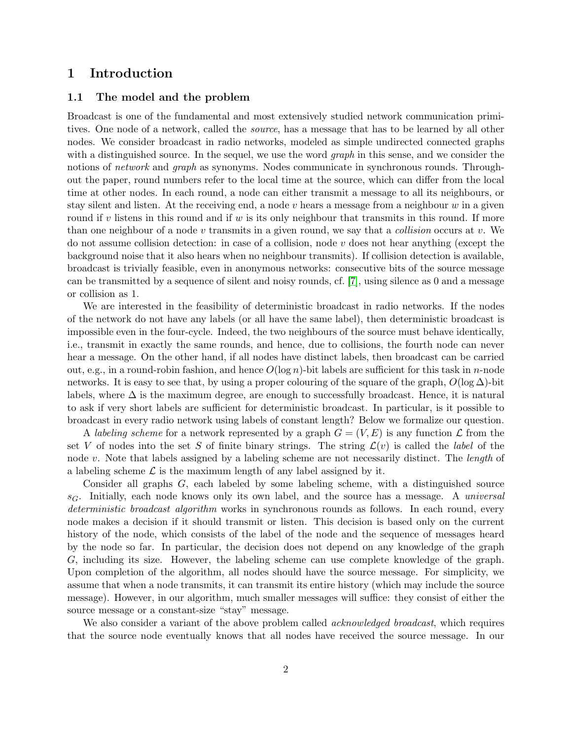# 1 Introduction

## 1.1 The model and the problem

Broadcast is one of the fundamental and most extensively studied network communication primitives. One node of a network, called the *source*, has a message that has to be learned by all other nodes. We consider broadcast in radio networks, modeled as simple undirected connected graphs with a distinguished source. In the sequel, we use the word *graph* in this sense, and we consider the notions of *network* and *graph* as synonyms. Nodes communicate in synchronous rounds. Throughout the paper, round numbers refer to the local time at the source, which can differ from the local time at other nodes. In each round, a node can either transmit a message to all its neighbours, or stay silent and listen. At the receiving end, a node $v$ hears a message from a neighbour $w$ in a given round if $v$ listens in this round and if $w$ is its only neighbour that transmits in this round. If more than one neighbour of a node $v$ transmits in a given round, we say that a *collision* occurs at $v$. We do not assume collision detection: in case of a collision, node $v$ does not hear anything (except the background noise that it also hears when no neighbour transmits). If collision detection is available, broadcast is trivially feasible, even in anonymous networks: consecutive bits of the source message can be transmitted by a sequence of silent and noisy rounds, cf. [7], using silence as 0 and a message or collision as 1.

We are interested in the feasibility of deterministic broadcast in radio networks. If the nodes of the network do not have any labels (or all have the same label), then deterministic broadcast is impossible even in the four-cycle. Indeed, the two neighbours of the source must behave identically, i.e., transmit in exactly the same rounds, and hence, due to collisions, the fourth node can never hear a message. On the other hand, if all nodes have distinct labels, then broadcast can be carried out, e.g., in a round-robin fashion, and hence $O(\log n)$-bit labels are sufficient for this task in $n$-node networks. It is easy to see that, by using a proper colouring of the square of the graph, $O(\log \Delta)$-bit labels, where $\Delta$ is the maximum degree, are enough to successfully broadcast. Hence, it is natural to ask if very short labels are sufficient for deterministic broadcast. In particular, is it possible to broadcast in every radio network using labels of constant length? Below we formalize our question.

A *labeling scheme* for a network represented by a graph $G = (V, E)$ is any function $\mathcal{L}$ from the set $V$ of nodes into the set $S$ of finite binary strings. The string $\mathcal{L}(v)$ is called the *label* of the node $v$. Note that labels assigned by a labeling scheme are not necessarily distinct. The *length* of a labeling scheme $\mathcal{L}$ is the maximum length of any label assigned by it.

Consider all graphs $G$, each labeled by some labeling scheme, with a distinguished source $s_G$. Initially, each node knows only its own label, and the source has a message. A *universal deterministic broadcast algorithm* works in synchronous rounds as follows. In each round, every node makes a decision if it should transmit or listen. This decision is based only on the current history of the node, which consists of the label of the node and the sequence of messages heard by the node so far. In particular, the decision does not depend on any knowledge of the graph $G$, including its size. However, the labeling scheme can use complete knowledge of the graph. Upon completion of the algorithm, all nodes should have the source message. For simplicity, we assume that when a node transmits, it can transmit its entire history (which may include the source message). However, in our algorithm, much smaller messages will suffice: they consist of either the source message or a constant-size "stay" message.

We also consider a variant of the above problem called *acknowledged broadcast*, which requires that the source node eventually knows that all nodes have received the source message. In our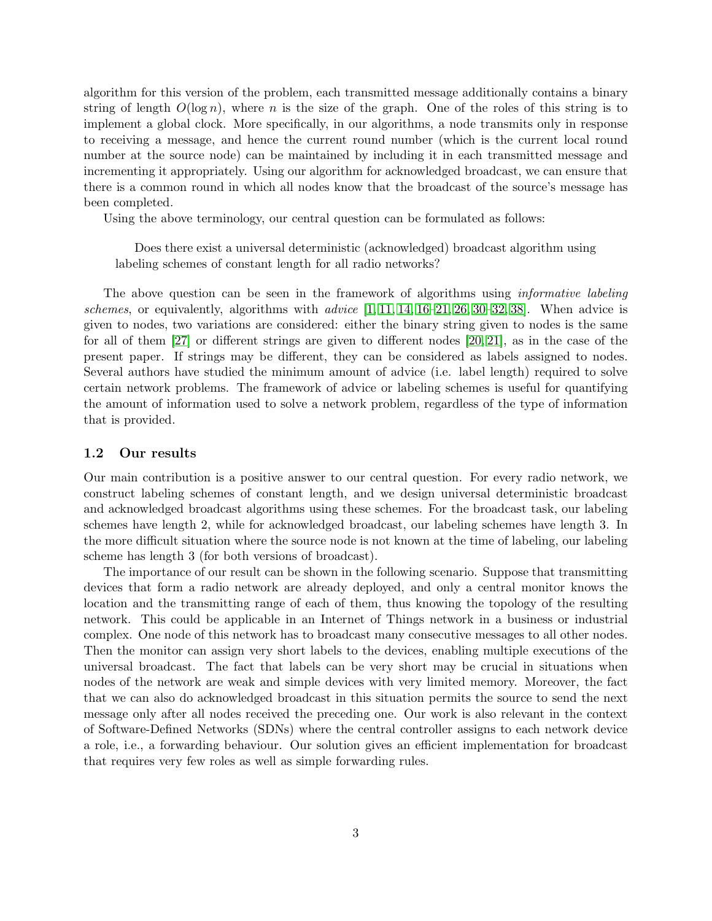algorithm for this version of the problem, each transmitted message additionally contains a binary string of length $O(\log n)$, where $n$ is the size of the graph. One of the roles of this string is to implement a global clock. More specifically, in our algorithms, a node transmits only in response to receiving a message, and hence the current round number (which is the current local round number at the source node) can be maintained by including it in each transmitted message and incrementing it appropriately. Using our algorithm for acknowledged broadcast, we can ensure that there is a common round in which all nodes know that the broadcast of the source's message has been completed.

Using the above terminology, our central question can be formulated as follows:

> Does there exist a universal deterministic (acknowledged) broadcast algorithm using labeling schemes of constant length for all radio networks?

The above question can be seen in the framework of algorithms using *informative labeling schemes*, or equivalently, algorithms with *advice* [1, 11, 14, 16–21, 26, 30–32, 38]. When advice is given to nodes, two variations are considered: either the binary string given to nodes is the same for all of them [27] or different strings are given to different nodes [20, 21], as in the case of the present paper. If strings may be different, they can be considered as labels assigned to nodes. Several authors have studied the minimum amount of advice (i.e. label length) required to solve certain network problems. The framework of advice or labeling schemes is useful for quantifying the amount of information used to solve a network problem, regardless of the type of information that is provided.

### 1.2 Our results

Our main contribution is a positive answer to our central question. For every radio network, we construct labeling schemes of constant length, and we design universal deterministic broadcast and acknowledged broadcast algorithms using these schemes. For the broadcast task, our labeling schemes have length 2, while for acknowledged broadcast, our labeling schemes have length 3. In the more difficult situation where the source node is not known at the time of labeling, our labeling scheme has length 3 (for both versions of broadcast).

The importance of our result can be shown in the following scenario. Suppose that transmitting devices that form a radio network are already deployed, and only a central monitor knows the location and the transmitting range of each of them, thus knowing the topology of the resulting network. This could be applicable in an Internet of Things network in a business or industrial complex. One node of this network has to broadcast many consecutive messages to all other nodes. Then the monitor can assign very short labels to the devices, enabling multiple executions of the universal broadcast. The fact that labels can be very short may be crucial in situations when nodes of the network are weak and simple devices with very limited memory. Moreover, the fact that we can also do acknowledged broadcast in this situation permits the source to send the next message only after all nodes received the preceding one. Our work is also relevant in the context of Software-Defined Networks (SDNs) where the central controller assigns to each network device a role, i.e., a forwarding behaviour. Our solution gives an efficient implementation for broadcast that requires very few roles as well as simple forwarding rules.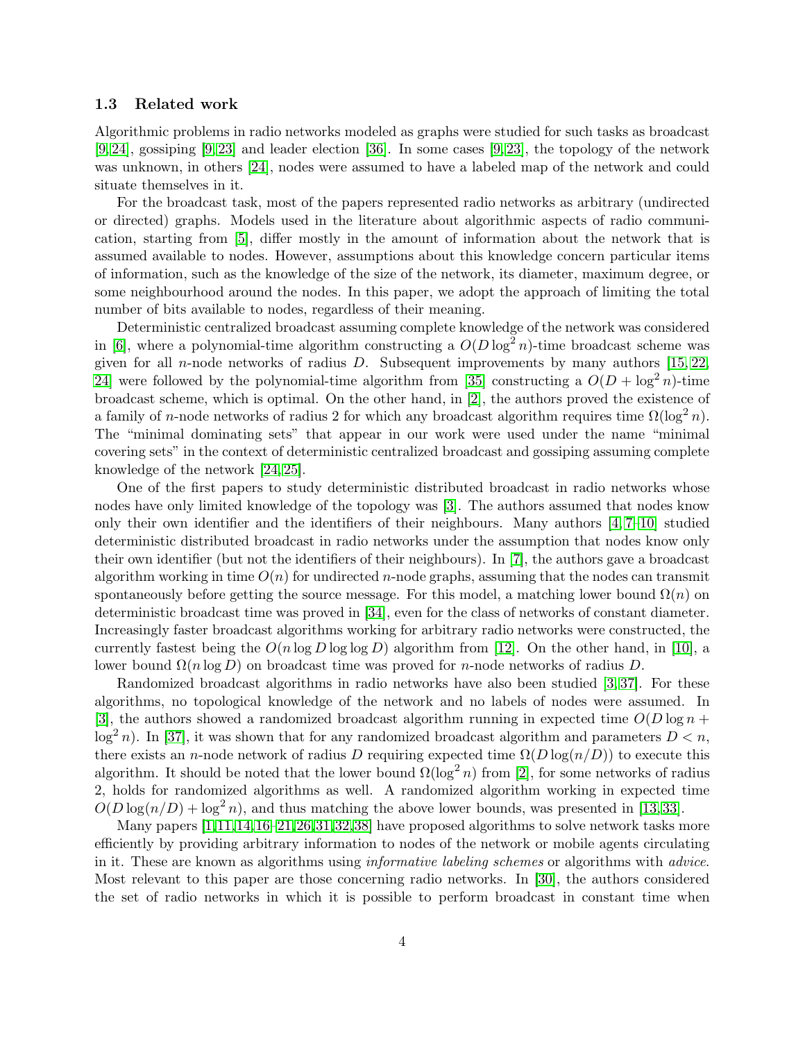### 1.3 Related work

Algorithmic problems in radio networks modeled as graphs were studied for such tasks as broadcast [9,24], gossiping [9,23] and leader election [36]. In some cases [9,23], the topology of the network was unknown, in others [24], nodes were assumed to have a labeled map of the network and could situate themselves in it.

For the broadcast task, most of the papers represented radio networks as arbitrary (undirected or directed) graphs. Models used in the literature about algorithmic aspects of radio communication, starting from [5], differ mostly in the amount of information about the network that is assumed available to nodes. However, assumptions about this knowledge concern particular items of information, such as the knowledge of the size of the network, its diameter, maximum degree, or some neighbourhood around the nodes. In this paper, we adopt the approach of limiting the total number of bits available to nodes, regardless of their meaning.

Deterministic centralized broadcast assuming complete knowledge of the network was considered in [6], where a polynomial-time algorithm constructing a $O(D \log^2 n)$-time broadcast scheme was given for all $n$-node networks of radius $D$. Subsequent improvements by many authors [15, 22, 24] were followed by the polynomial-time algorithm from [35] constructing a $O(D + \log^2 n)$-time broadcast scheme, which is optimal. On the other hand, in [2], the authors proved the existence of a family of $n$-node networks of radius 2 for which any broadcast algorithm requires time $\Omega(\log^2 n)$. The "minimal dominating sets" that appear in our work were used under the name "minimal covering sets" in the context of deterministic centralized broadcast and gossiping assuming complete knowledge of the network [24,25].

One of the first papers to study deterministic distributed broadcast in radio networks whose nodes have only limited knowledge of the topology was [3]. The authors assumed that nodes know only their own identifier and the identifiers of their neighbours. Many authors [4,7–10] studied deterministic distributed broadcast in radio networks under the assumption that nodes know only their own identifier (but not the identifiers of their neighbours). In [7], the authors gave a broadcast algorithm working in time $O(n)$ for undirected $n$-node graphs, assuming that the nodes can transmit spontaneously before getting the source message. For this model, a matching lower bound $\Omega(n)$ on deterministic broadcast time was proved in [34], even for the class of networks of constant diameter. Increasingly faster broadcast algorithms working for arbitrary radio networks were constructed, the currently fastest being the $O(n \log D \log \log D)$ algorithm from [12]. On the other hand, in [10], a lower bound $\Omega(n \log D)$ on broadcast time was proved for $n$-node networks of radius $D$.

Randomized broadcast algorithms in radio networks have also been studied [3,37]. For these algorithms, no topological knowledge of the network and no labels of nodes were assumed. In [3], the authors showed a randomized broadcast algorithm running in expected time $O(D \log n + \log^2 n)$. In [37], it was shown that for any randomized broadcast algorithm and parameters $D < n$, there exists an $n$-node network of radius $D$ requiring expected time $\Omega(D \log(n/D))$ to execute this algorithm. It should be noted that the lower bound $\Omega(\log^2 n)$ from [2], for some networks of radius 2, holds for randomized algorithms as well. A randomized algorithm working in expected time $O(D \log(n/D) + \log^2 n)$, and thus matching the above lower bounds, was presented in [13,33].

Many papers [1,11,14,16–21,26,31,32,38] have proposed algorithms to solve network tasks more efficiently by providing arbitrary information to nodes of the network or mobile agents circulating in it. These are known as algorithms using *informative labeling schemes* or algorithms with *advice*. Most relevant to this paper are those concerning radio networks. In [30], the authors considered the set of radio networks in which it is possible to perform broadcast in constant time when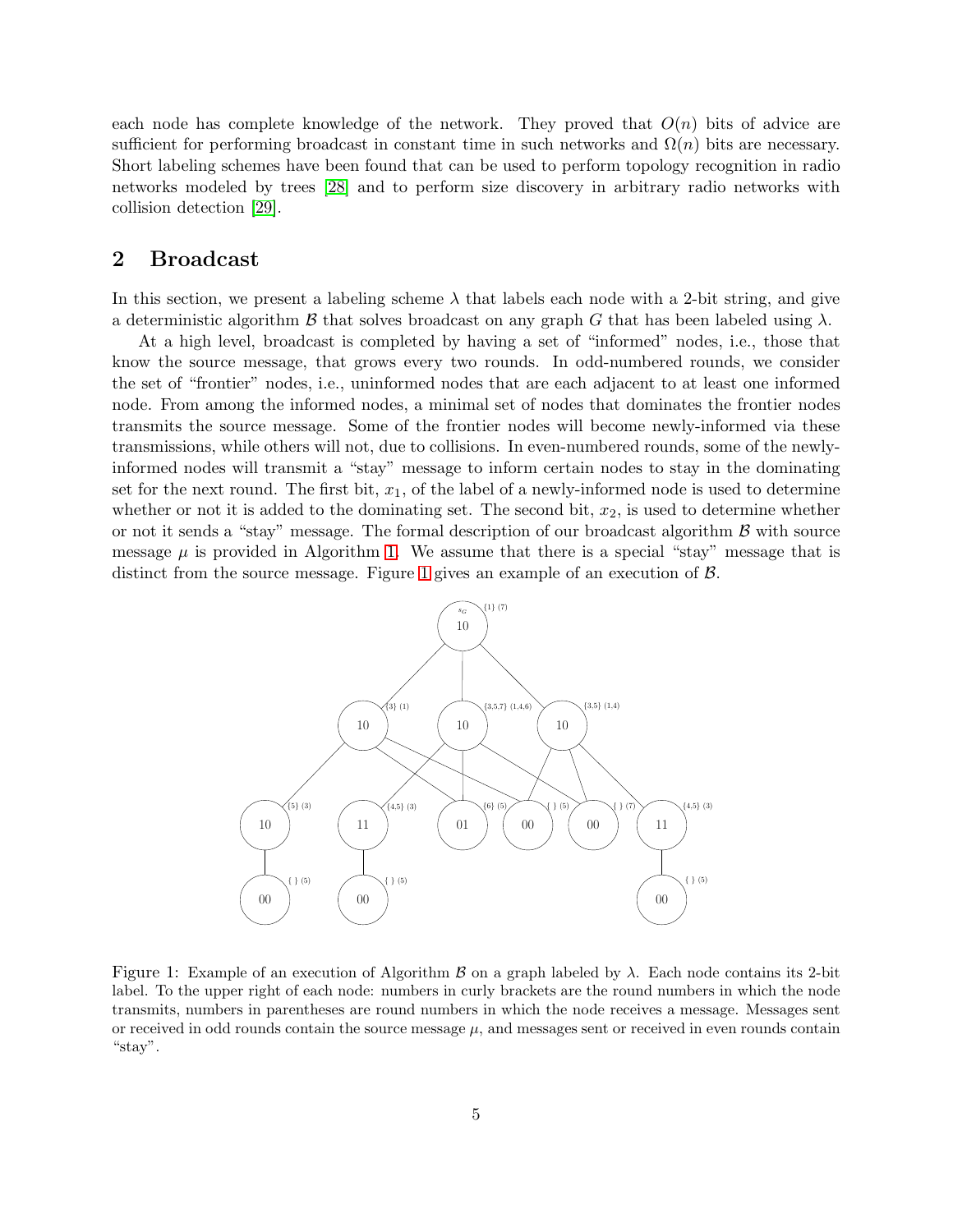each node has complete knowledge of the network. They proved that $O(n)$ bits of advice are sufficient for performing broadcast in constant time in such networks and $\Omega(n)$ bits are necessary. Short labeling schemes have been found that can be used to perform topology recognition in radio networks modeled by trees [28] and to perform size discovery in arbitrary radio networks with collision detection [29].

## 2 Broadcast

In this section, we present a labeling scheme $\lambda$ that labels each node with a 2-bit string, and give a deterministic algorithm $\mathcal{B}$ that solves broadcast on any graph $G$ that has been labeled using $\lambda$.

At a high level, broadcast is completed by having a set of "informed" nodes, i.e., those that know the source message, that grows every two rounds. In odd-numbered rounds, we consider the set of "frontier" nodes, i.e., uninformed nodes that are each adjacent to at least one informed node. From among the informed nodes, a minimal set of nodes that dominates the frontier nodes transmits the source message. Some of the frontier nodes will become newly-informed via these transmissions, while others will not, due to collisions. In even-numbered rounds, some of the newly-informed nodes will transmit a "stay" message to inform certain nodes to stay in the dominating set for the next round. The first bit, $x_1$, of the label of a newly-informed node is used to determine whether or not it is added to the dominating set. The second bit, $x_2$, is used to determine whether or not it sends a "stay" message. The formal description of our broadcast algorithm $\mathcal{B}$ with source message $\mu$ is provided in Algorithm 1. We assume that there is a special "stay" message that is distinct from the source message. Figure 1 gives an example of an execution of $\mathcal{B}$.

Figure 1: Example of an execution of Algorithm $\mathcal{B}$ on a graph labeled by $\lambda$. Each node contains its 2-bit label. To the upper right of each node: numbers in curly brackets are the round numbers in which the node transmits, numbers in parentheses are round numbers in which the node receives a message. Messages sent or received in odd rounds contain the source message $\mu$, and messages sent or received in even rounds contain "stay".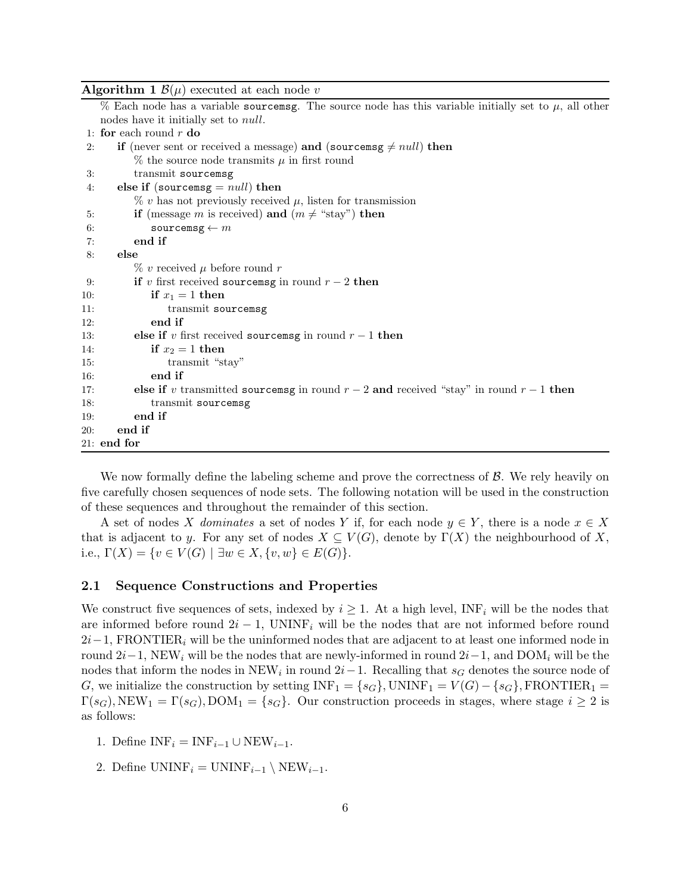**Algorithm 1** $\mathcal{B}(\mu)$ executed at each node $v$

```
   % Each node has a variable sourcemsg. The source node has this variable initially set to μ, all other
   nodes have it initially set to null.
 1: for each round r do
 2:     if (never sent or received a message) and (sourcemsg ≠ null) then
            % the source node transmits μ in first round
 3:         transmit sourcemsg
 4:     else if (sourcemsg = null) then
            % v has not previously received μ, listen for transmission
 5:         if (message m is received) and (m ≠ "stay") then
 6:             sourcemsg ← m
 7:         end if
 8:     else
            % v received μ before round r
 9:         if v first received sourcemsg in round r − 2 then
10:             if x1 = 1 then
11:                 transmit sourcemsg
12:             end if
13:         else if v first received sourcemsg in round r − 1 then
14:             if x2 = 1 then
15:                 transmit "stay"
16:             end if
17:         else if v transmitted sourcemsg in round r − 2 and received "stay" in round r − 1 then
18:             transmit sourcemsg
19:         end if
20:     end if
21: end for
```

We now formally define the labeling scheme and prove the correctness of $\mathcal{B}$. We rely heavily on five carefully chosen sequences of node sets. The following notation will be used in the construction of these sequences and throughout the remainder of this section.

A set of nodes $X$ *dominates* a set of nodes $Y$ if, for each node $y \in Y$, there is a node $x \in X$ that is adjacent to $y$. For any set of nodes $X \subseteq V(G)$, denote by $\Gamma(X)$ the neighbourhood of $X$, i.e., $\Gamma(X) = \{v \in V(G) \mid \exists w \in X, \{v, w\} \in E(G)\}$.

## 2.1 Sequence Constructions and Properties

We construct five sequences of sets, indexed by $i \geq 1$. At a high level, $\text{INF}_i$ will be the nodes that are informed before round $2i-1$, $\text{UNINF}_i$ will be the nodes that are not informed before round $2i-1$, $\text{FRONTIER}_i$ will be the uninformed nodes that are adjacent to at least one informed node in round $2i-1$, $\text{NEW}_i$ will be the nodes that are newly-informed in round $2i-1$, and $\text{DOM}_i$ will be the nodes that inform the nodes in $\text{NEW}_i$ in round $2i-1$. Recalling that $s_G$ denotes the source node of $G$, we initialize the construction by setting $\text{INF}_1 = \{s_G\}, \text{UNINF}_1 = V(G) - \{s_G\}, \text{FRONTIER}_1 = \Gamma(s_G), \text{NEW}_1 = \Gamma(s_G), \text{DOM}_1 = \{s_G\}$. Our construction proceeds in stages, where stage $i \geq 2$ is as follows:

1. Define $\text{INF}_i = \text{INF}_{i-1} \cup \text{NEW}_{i-1}$.
2. Define $\text{UNINF}_i = \text{UNINF}_{i-1} \setminus \text{NEW}_{i-1}$.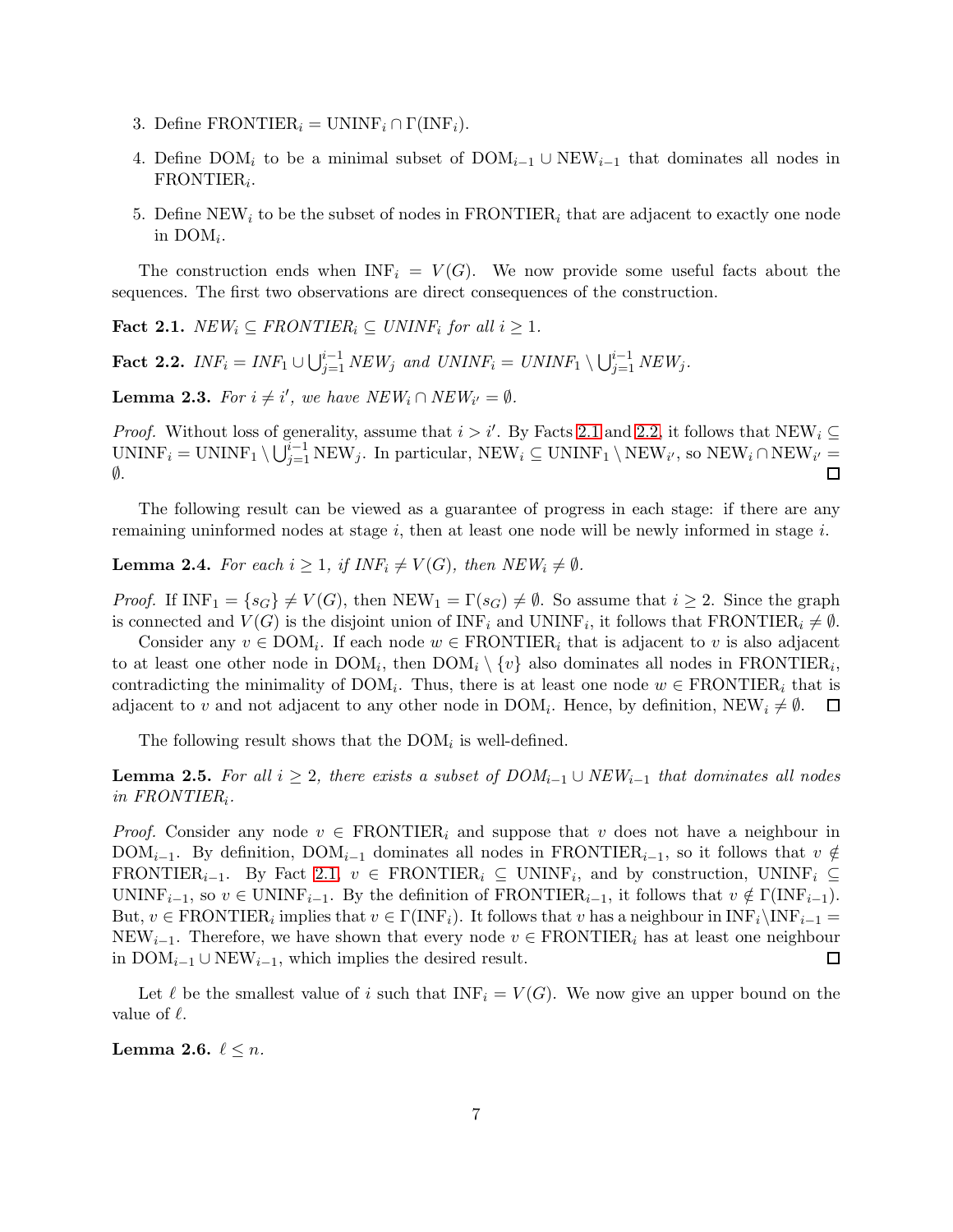3. Define $\mathrm{FRONTIER}_i = \mathrm{UNINF}_i \cap \Gamma(\mathrm{INF}_i)$.
4. Define $\mathrm{DOM}_i$ to be a minimal subset of $\mathrm{DOM}_{i-1} \cup \mathrm{NEW}_{i-1}$ that dominates all nodes in $\mathrm{FRONTIER}_i$.
5. Define $\mathrm{NEW}_i$ to be the subset of nodes in $\mathrm{FRONTIER}_i$ that are adjacent to exactly one node in $\mathrm{DOM}_i$.

The construction ends when $\mathrm{INF}_i = V(G)$. We now provide some useful facts about the sequences. The first two observations are direct consequences of the construction.

**Fact 2.1.** *$\mathrm{NEW}_i \subseteq \mathrm{FRONTIER}_i \subseteq \mathrm{UNINF}_i$ for all $i \geq 1$.*

**Fact 2.2.** *$\mathrm{INF}_i = \mathrm{INF}_1 \cup \bigcup_{j=1}^{i-1} \mathrm{NEW}_j$ and $\mathrm{UNINF}_i = \mathrm{UNINF}_1 \setminus \bigcup_{j=1}^{i-1} \mathrm{NEW}_j$.*

**Lemma 2.3.** *For $i \neq i'$, we have $\mathrm{NEW}_i \cap \mathrm{NEW}_{i'} = \emptyset$.*

*Proof.* Without loss of generality, assume that $i > i'$. By Facts 2.1 and 2.2, it follows that $\mathrm{NEW}_i \subseteq \mathrm{UNINF}_i = \mathrm{UNINF}_1 \setminus \bigcup_{j=1}^{i-1} \mathrm{NEW}_j$. In particular, $\mathrm{NEW}_i \subseteq \mathrm{UNINF}_1 \setminus \mathrm{NEW}_{i'}$, so $\mathrm{NEW}_i \cap \mathrm{NEW}_{i'} = \emptyset$. □

The following result can be viewed as a guarantee of progress in each stage: if there are any remaining uninformed nodes at stage $i$, then at least one node will be newly informed in stage $i$.

**Lemma 2.4.** *For each $i \geq 1$, if $\mathrm{INF}_i \neq V(G)$, then $\mathrm{NEW}_i \neq \emptyset$.*

*Proof.* If $\mathrm{INF}_1 = \{s_G\} \neq V(G)$, then $\mathrm{NEW}_1 = \Gamma(s_G) \neq \emptyset$. So assume that $i \geq 2$. Since the graph is connected and $V(G)$ is the disjoint union of $\mathrm{INF}_i$ and $\mathrm{UNINF}_i$, it follows that $\mathrm{FRONTIER}_i \neq \emptyset$.

Consider any $v \in \mathrm{DOM}_i$. If each node $w \in \mathrm{FRONTIER}_i$ that is adjacent to $v$ is also adjacent to at least one other node in $\mathrm{DOM}_i$, then $\mathrm{DOM}_i \setminus \{v\}$ also dominates all nodes in $\mathrm{FRONTIER}_i$, contradicting the minimality of $\mathrm{DOM}_i$. Thus, there is at least one node $w \in \mathrm{FRONTIER}_i$ that is adjacent to $v$ and not adjacent to any other node in $\mathrm{DOM}_i$. Hence, by definition, $\mathrm{NEW}_i \neq \emptyset$. □

The following result shows that the $\mathrm{DOM}_i$ is well-defined.

**Lemma 2.5.** *For all $i \geq 2$, there exists a subset of $\mathrm{DOM}_{i-1} \cup \mathrm{NEW}_{i-1}$ that dominates all nodes in $\mathrm{FRONTIER}_i$.*

*Proof.* Consider any node $v \in \mathrm{FRONTIER}_i$ and suppose that $v$ does not have a neighbour in $\mathrm{DOM}_{i-1}$. By definition, $\mathrm{DOM}_{i-1}$ dominates all nodes in $\mathrm{FRONTIER}_{i-1}$, so it follows that $v \notin \mathrm{FRONTIER}_{i-1}$. By Fact 2.1, $v \in \mathrm{FRONTIER}_i \subseteq \mathrm{UNINF}_i$, and by construction, $\mathrm{UNINF}_i \subseteq \mathrm{UNINF}_{i-1}$, so $v \in \mathrm{UNINF}_{i-1}$. By the definition of $\mathrm{FRONTIER}_{i-1}$, it follows that $v \notin \Gamma(\mathrm{INF}_{i-1})$. But, $v \in \mathrm{FRONTIER}_i$ implies that $v \in \Gamma(\mathrm{INF}_i)$. It follows that $v$ has a neighbour in $\mathrm{INF}_i \setminus \mathrm{INF}_{i-1} = \mathrm{NEW}_{i-1}$. Therefore, we have shown that every node $v \in \mathrm{FRONTIER}_i$ has at least one neighbour in $\mathrm{DOM}_{i-1} \cup \mathrm{NEW}_{i-1}$, which implies the desired result. □

Let $\ell$ be the smallest value of $i$ such that $\mathrm{INF}_i = V(G)$. We now give an upper bound on the value of $\ell$.

**Lemma 2.6.** *$\ell \leq n$.*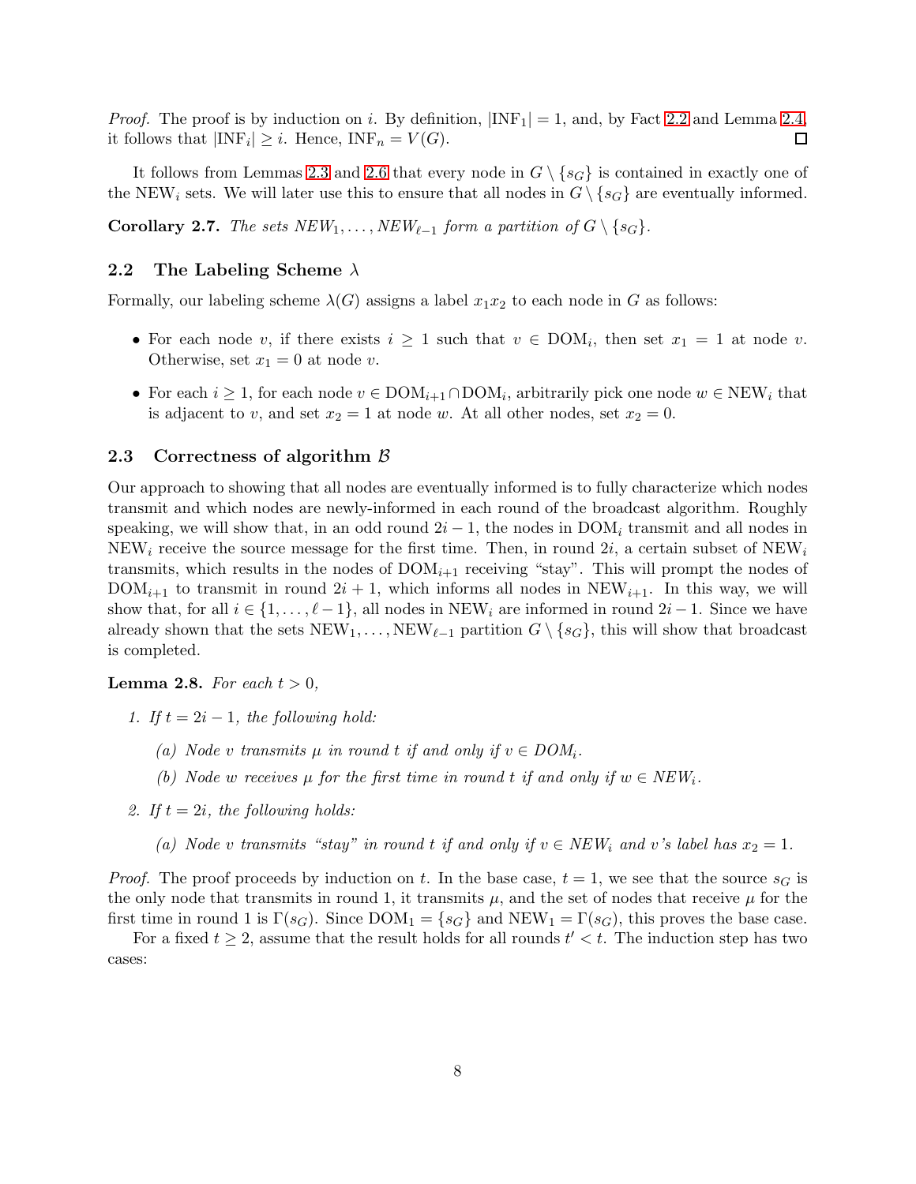*Proof.* The proof is by induction on $i$. By definition, $|\text{INF}_1| = 1$, and, by Fact 2.2 and Lemma 2.4, it follows that $|\text{INF}_i| \geq i$. Hence, $\text{INF}_n = V(G)$. □

It follows from Lemmas 2.3 and 2.6 that every node in $G \setminus \{s_G\}$ is contained in exactly one of the $\text{NEW}_i$ sets. We will later use this to ensure that all nodes in $G \setminus \{s_G\}$ are eventually informed.

**Corollary 2.7.** *The sets $NEW_1, \ldots, NEW_{\ell-1}$ form a partition of $G \setminus \{s_G\}$.*

## 2.2 The Labeling Scheme $\lambda$

Formally, our labeling scheme $\lambda(G)$ assigns a label $x_1x_2$ to each node in $G$ as follows:

- For each node $v$, if there exists $i \geq 1$ such that $v \in \text{DOM}_i$, then set $x_1 = 1$ at node $v$. Otherwise, set $x_1 = 0$ at node $v$.
- For each $i \geq 1$, for each node $v \in \text{DOM}_{i+1} \cap \text{DOM}_i$, arbitrarily pick one node $w \in \text{NEW}_i$ that is adjacent to $v$, and set $x_2 = 1$ at node $w$. At all other nodes, set $x_2 = 0$.

## 2.3 Correctness of algorithm $\mathcal{B}$

Our approach to showing that all nodes are eventually informed is to fully characterize which nodes transmit and which nodes are newly-informed in each round of the broadcast algorithm. Roughly speaking, we will show that, in an odd round $2i - 1$, the nodes in $\text{DOM}_i$ transmit and all nodes in $\text{NEW}_i$ receive the source message for the first time. Then, in round $2i$, a certain subset of $\text{NEW}_i$ transmits, which results in the nodes of $\text{DOM}_{i+1}$ receiving "stay". This will prompt the nodes of $\text{DOM}_{i+1}$ to transmit in round $2i + 1$, which informs all nodes in $\text{NEW}_{i+1}$. In this way, we will show that, for all $i \in \{1, \ldots, \ell - 1\}$, all nodes in $\text{NEW}_i$ are informed in round $2i - 1$. Since we have already shown that the sets $\text{NEW}_1, \ldots, \text{NEW}_{\ell-1}$ partition $G \setminus \{s_G\}$, this will show that broadcast is completed.

**Lemma 2.8.** *For each $t > 0$,*

1. *If $t = 2i - 1$, the following hold:*
   - (a) *Node $v$ transmits $\mu$ in round $t$ if and only if $v \in DOM_i$.*
   - (b) *Node $w$ receives $\mu$ for the first time in round $t$ if and only if $w \in NEW_i$.*
2. *If $t = 2i$, the following holds:*
   - (a) *Node $v$ transmits "stay" in round $t$ if and only if $v \in NEW_i$ and $v$'s label has $x_2 = 1$.*

*Proof.* The proof proceeds by induction on $t$. In the base case, $t = 1$, we see that the source $s_G$ is the only node that transmits in round 1, it transmits $\mu$, and the set of nodes that receive $\mu$ for the first time in round 1 is $\Gamma(s_G)$. Since $\text{DOM}_1 = \{s_G\}$ and $\text{NEW}_1 = \Gamma(s_G)$, this proves the base case.

For a fixed $t \geq 2$, assume that the result holds for all rounds $t' < t$. The induction step has two cases: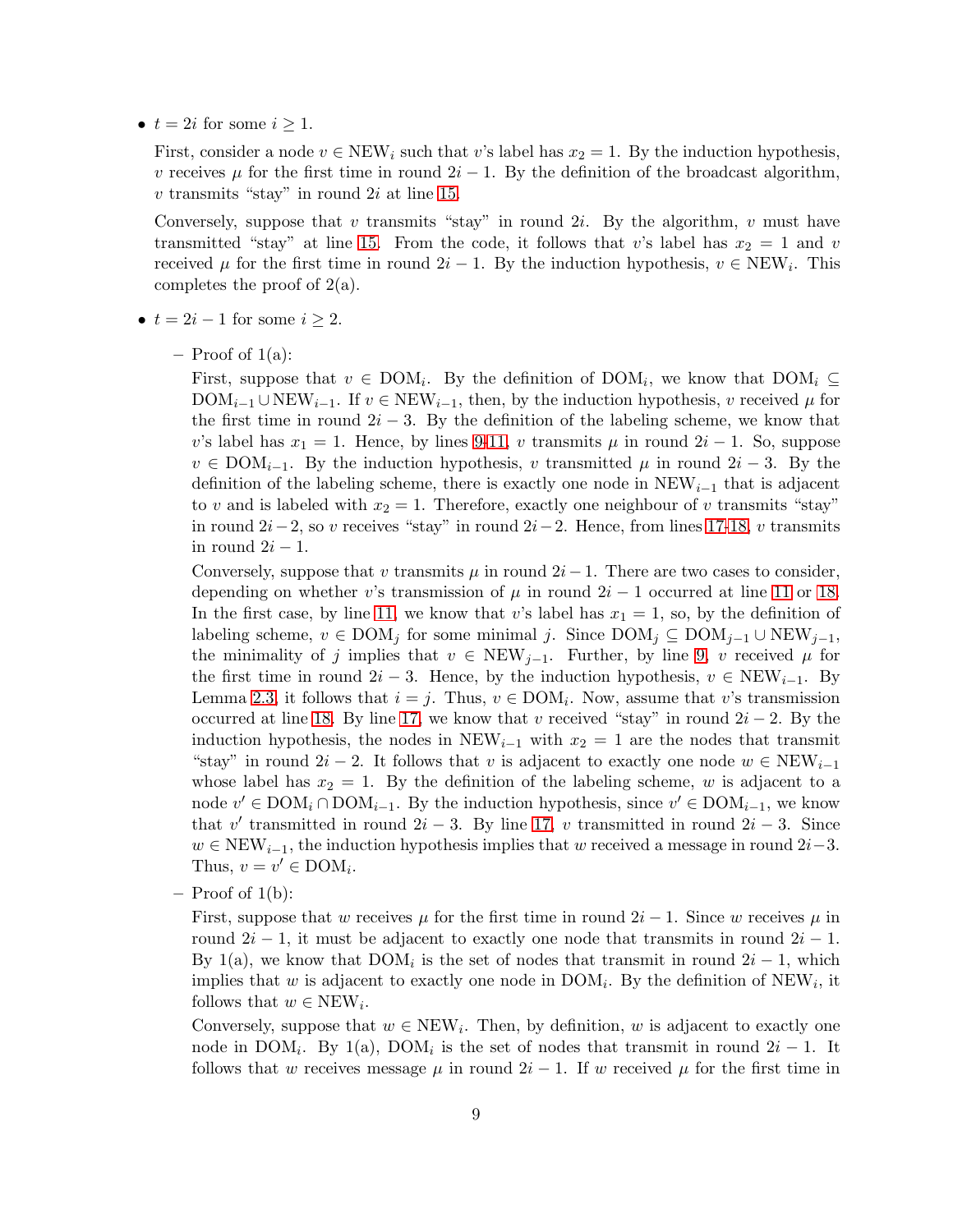- $t = 2i$ for some $i \geq 1$.

  First, consider a node $v \in \text{NEW}_i$ such that $v$'s label has $x_2 = 1$. By the induction hypothesis, $v$ receives $\mu$ for the first time in round $2i-1$. By the definition of the broadcast algorithm, $v$ transmits "stay" in round $2i$ at line 15.

  Conversely, suppose that $v$ transmits "stay" in round $2i$. By the algorithm, $v$ must have transmitted "stay" at line 15. From the code, it follows that $v$'s label has $x_2 = 1$ and $v$ received $\mu$ for the first time in round $2i-1$. By the induction hypothesis, $v \in \text{NEW}_i$. This completes the proof of 2(a).

- $t = 2i - 1$ for some $i \geq 2$.

  – Proof of 1(a):

    First, suppose that $v \in \text{DOM}_i$. By the definition of $\text{DOM}_i$, we know that $\text{DOM}_i \subseteq \text{DOM}_{i-1} \cup \text{NEW}_{i-1}$. If $v \in \text{NEW}_{i-1}$, then, by the induction hypothesis, $v$ received $\mu$ for the first time in round $2i-3$. By the definition of the labeling scheme, we know that $v$'s label has $x_1 = 1$. Hence, by lines 9-11, $v$ transmits $\mu$ in round $2i-1$. So, suppose $v \in \text{DOM}_{i-1}$. By the induction hypothesis, $v$ transmitted $\mu$ in round $2i-3$. By the definition of the labeling scheme, there is exactly one node in $\text{NEW}_{i-1}$ that is adjacent to $v$ and is labeled with $x_2 = 1$. Therefore, exactly one neighbour of $v$ transmits "stay" in round $2i-2$, so $v$ receives "stay" in round $2i-2$. Hence, from lines 17-18, $v$ transmits in round $2i-1$.

    Conversely, suppose that $v$ transmits $\mu$ in round $2i-1$. There are two cases to consider, depending on whether $v$'s transmission of $\mu$ in round $2i-1$ occurred at line 11 or 18. In the first case, by line 11, we know that $v$'s label has $x_1 = 1$, so, by the definition of labeling scheme, $v \in \text{DOM}_j$ for some minimal $j$. Since $\text{DOM}_j \subseteq \text{DOM}_{j-1} \cup \text{NEW}_{j-1}$, the minimality of $j$ implies that $v \in \text{NEW}_{j-1}$. Further, by line 9, $v$ received $\mu$ for the first time in round $2i-3$. Hence, by the induction hypothesis, $v \in \text{NEW}_{i-1}$. By Lemma 2.3, it follows that $i = j$. Thus, $v \in \text{DOM}_i$. Now, assume that $v$'s transmission occurred at line 18. By line 17, we know that $v$ received "stay" in round $2i-2$. By the induction hypothesis, the nodes in $\text{NEW}_{i-1}$ with $x_2 = 1$ are the nodes that transmit "stay" in round $2i-2$. It follows that $v$ is adjacent to exactly one node $w \in \text{NEW}_{i-1}$ whose label has $x_2 = 1$. By the definition of the labeling scheme, $w$ is adjacent to a node $v' \in \text{DOM}_i \cap \text{DOM}_{i-1}$. By the induction hypothesis, since $v' \in \text{DOM}_{i-1}$, we know that $v'$ transmitted in round $2i-3$. By line 17, $v$ transmitted in round $2i-3$. Since $w \in \text{NEW}_{i-1}$, the induction hypothesis implies that $w$ received a message in round $2i-3$. Thus, $v = v' \in \text{DOM}_i$.

  – Proof of 1(b):

    First, suppose that $w$ receives $\mu$ for the first time in round $2i-1$. Since $w$ receives $\mu$ in round $2i-1$, it must be adjacent to exactly one node that transmits in round $2i-1$. By 1(a), we know that $\text{DOM}_i$ is the set of nodes that transmit in round $2i-1$, which implies that $w$ is adjacent to exactly one node in $\text{DOM}_i$. By the definition of $\text{NEW}_i$, it follows that $w \in \text{NEW}_i$.

    Conversely, suppose that $w \in \text{NEW}_i$. Then, by definition, $w$ is adjacent to exactly one node in $\text{DOM}_i$. By 1(a), $\text{DOM}_i$ is the set of nodes that transmit in round $2i-1$. It follows that $w$ receives message $\mu$ in round $2i-1$. If $w$ received $\mu$ for the first time in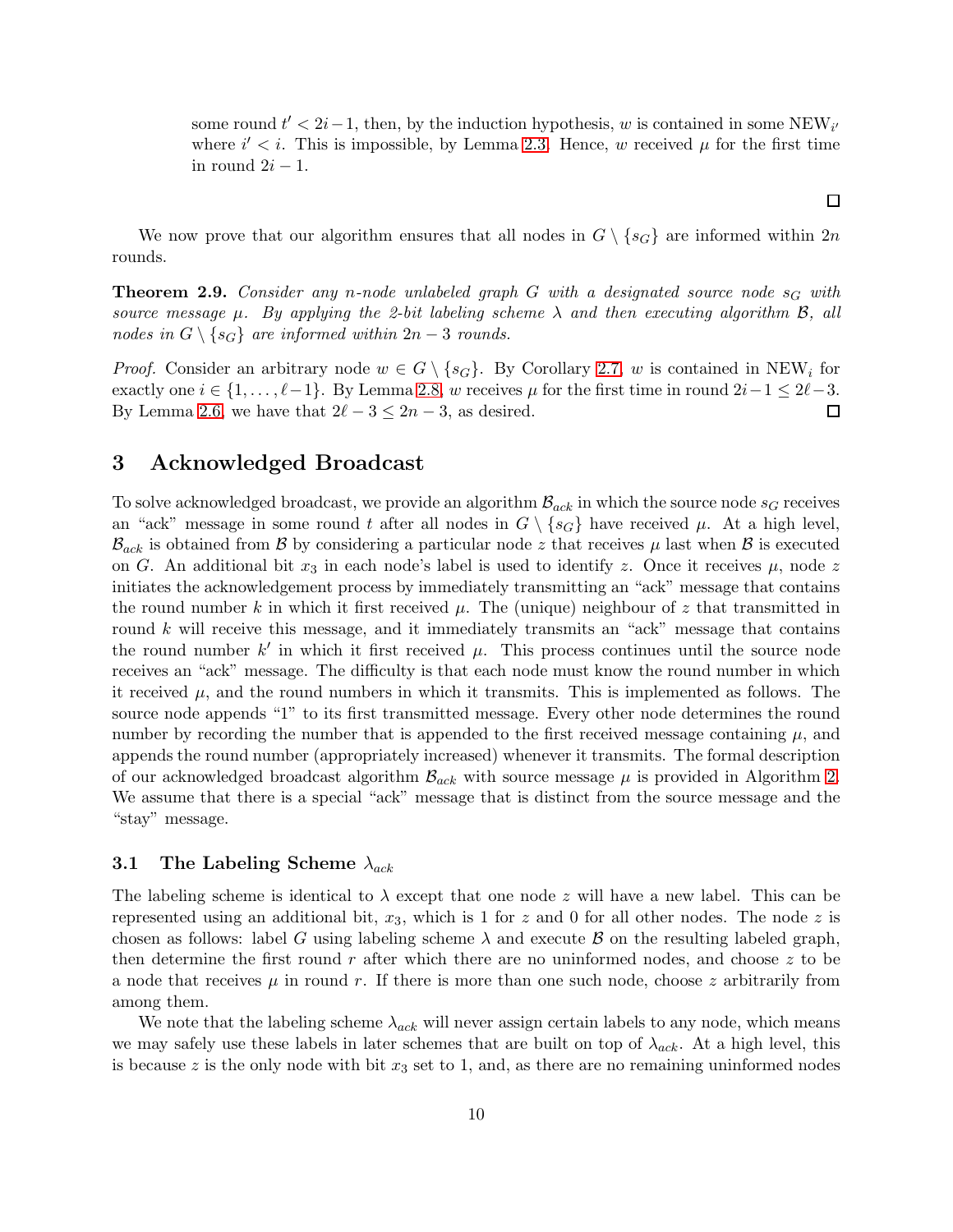some round $t' < 2i-1$, then, by the induction hypothesis, $w$ is contained in some $\text{NEW}_{i'}$ where $i' < i$. This is impossible, by Lemma 2.3. Hence, $w$ received $\mu$ for the first time in round $2i-1$.

□

We now prove that our algorithm ensures that all nodes in $G \setminus \{s_G\}$ are informed within $2n$ rounds.

**Theorem 2.9.** *Consider any $n$-node unlabeled graph $G$ with a designated source node $s_G$ with source message $\mu$. By applying the 2-bit labeling scheme $\lambda$ and then executing algorithm $\mathcal{B}$, all nodes in $G \setminus \{s_G\}$ are informed within $2n-3$ rounds.*

*Proof.* Consider an arbitrary node $w \in G \setminus \{s_G\}$. By Corollary 2.7, $w$ is contained in $\text{NEW}_i$ for exactly one $i \in \{1, \ldots, \ell-1\}$. By Lemma 2.8, $w$ receives $\mu$ for the first time in round $2i-1 \leq 2\ell-3$. By Lemma 2.6, we have that $2\ell-3 \leq 2n-3$, as desired. □

## 3 Acknowledged Broadcast

To solve acknowledged broadcast, we provide an algorithm $\mathcal{B}_{ack}$ in which the source node $s_G$ receives an "ack" message in some round $t$ after all nodes in $G \setminus \{s_G\}$ have received $\mu$. At a high level, $\mathcal{B}_{ack}$ is obtained from $\mathcal{B}$ by considering a particular node $z$ that receives $\mu$ last when $\mathcal{B}$ is executed on $G$. An additional bit $x_3$ in each node's label is used to identify $z$. Once it receives $\mu$, node $z$ initiates the acknowledgement process by immediately transmitting an "ack" message that contains the round number $k$ in which it first received $\mu$. The (unique) neighbour of $z$ that transmitted in round $k$ will receive this message, and it immediately transmits an "ack" message that contains the round number $k'$ in which it first received $\mu$. This process continues until the source node receives an "ack" message. The difficulty is that each node must know the round number in which it received $\mu$, and the round numbers in which it transmits. This is implemented as follows. The source node appends "1" to its first transmitted message. Every other node determines the round number by recording the number that is appended to the first received message containing $\mu$, and appends the round number (appropriately increased) whenever it transmits. The formal description of our acknowledged broadcast algorithm $\mathcal{B}_{ack}$ with source message $\mu$ is provided in Algorithm 2. We assume that there is a special "ack" message that is distinct from the source message and the "stay" message.

### 3.1 The Labeling Scheme $\lambda_{ack}$

The labeling scheme is identical to $\lambda$ except that one node $z$ will have a new label. This can be represented using an additional bit, $x_3$, which is 1 for $z$ and 0 for all other nodes. The node $z$ is chosen as follows: label $G$ using labeling scheme $\lambda$ and execute $\mathcal{B}$ on the resulting labeled graph, then determine the first round $r$ after which there are no uninformed nodes, and choose $z$ to be a node that receives $\mu$ in round $r$. If there is more than one such node, choose $z$ arbitrarily from among them.

We note that the labeling scheme $\lambda_{ack}$ will never assign certain labels to any node, which means we may safely use these labels in later schemes that are built on top of $\lambda_{ack}$. At a high level, this is because $z$ is the only node with bit $x_3$ set to 1, and, as there are no remaining uninformed nodes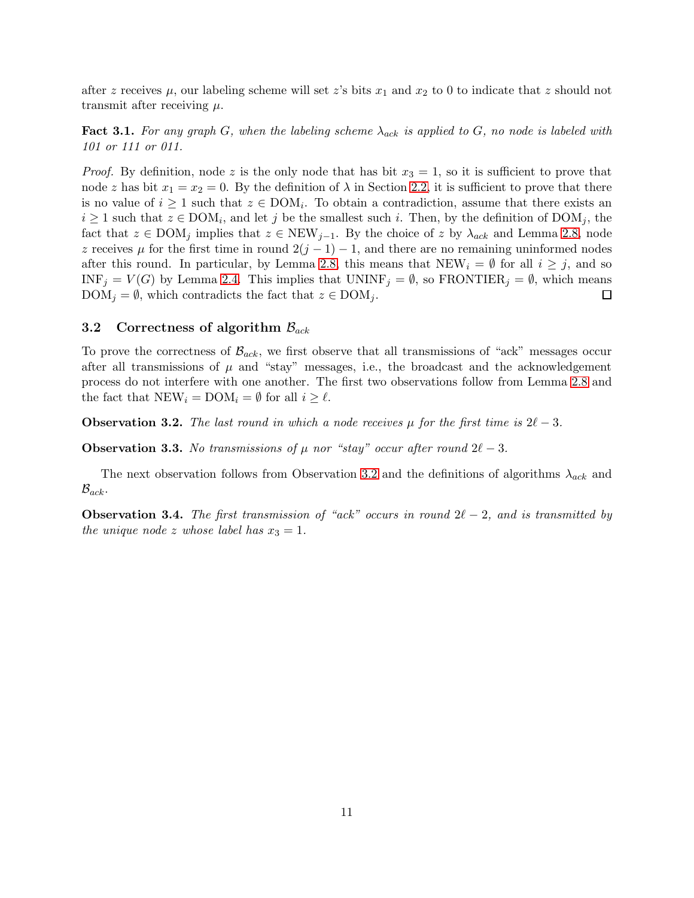after $z$ receives $\mu$, our labeling scheme will set $z$'s bits $x_1$ and $x_2$ to 0 to indicate that $z$ should not transmit after receiving $\mu$.

**Fact 3.1.** *For any graph $G$, when the labeling scheme $\lambda_{ack}$ is applied to $G$, no node is labeled with 101 or 111 or 011.*

*Proof.* By definition, node $z$ is the only node that has bit $x_3 = 1$, so it is sufficient to prove that node $z$ has bit $x_1 = x_2 = 0$. By the definition of $\lambda$ in Section 2.2, it is sufficient to prove that there is no value of $i \geq 1$ such that $z \in \text{DOM}_i$. To obtain a contradiction, assume that there exists an $i \geq 1$ such that $z \in \text{DOM}_i$, and let $j$ be the smallest such $i$. Then, by the definition of $\text{DOM}_j$, the fact that $z \in \text{DOM}_j$ implies that $z \in \text{NEW}_{j-1}$. By the choice of $z$ by $\lambda_{ack}$ and Lemma 2.8, node $z$ receives $\mu$ for the first time in round $2(j-1)-1$, and there are no remaining uninformed nodes after this round. In particular, by Lemma 2.8, this means that $\text{NEW}_i = \emptyset$ for all $i \geq j$, and so $\text{INF}_j = V(G)$ by Lemma 2.4. This implies that $\text{UNINF}_j = \emptyset$, so $\text{FRONTIER}_j = \emptyset$, which means $\text{DOM}_j = \emptyset$, which contradicts the fact that $z \in \text{DOM}_j$. □

### 3.2 Correctness of algorithm $\mathcal{B}_{ack}$

To prove the correctness of $\mathcal{B}_{ack}$, we first observe that all transmissions of "ack" messages occur after all transmissions of $\mu$ and "stay" messages, i.e., the broadcast and the acknowledgement process do not interfere with one another. The first two observations follow from Lemma 2.8 and the fact that $\text{NEW}_i = \text{DOM}_i = \emptyset$ for all $i \geq \ell$.

**Observation 3.2.** *The last round in which a node receives $\mu$ for the first time is $2\ell - 3$.*

**Observation 3.3.** *No transmissions of $\mu$ nor "stay" occur after round $2\ell - 3$.*

The next observation follows from Observation 3.2 and the definitions of algorithms $\lambda_{ack}$ and $\mathcal{B}_{ack}$.

**Observation 3.4.** *The first transmission of "ack" occurs in round $2\ell - 2$, and is transmitted by the unique node $z$ whose label has $x_3 = 1$.*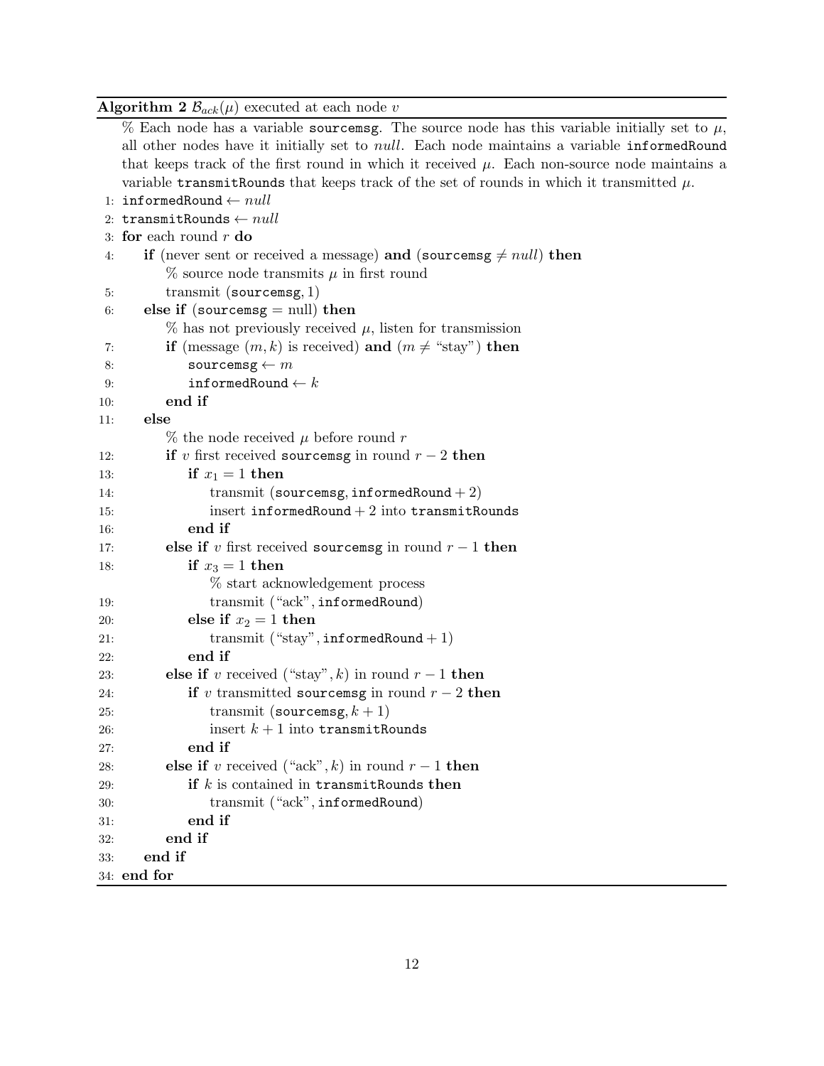**Algorithm 2** $\mathcal{B}_{ack}(\mu)$ executed at each node $v$

```
   % Each node has a variable sourcemsg. The source node has this variable initially set to μ,
   all other nodes have it initially set to null. Each node maintains a variable informedRound
   that keeps track of the first round in which it received μ. Each non-source node maintains a
   variable transmitRounds that keeps track of the set of rounds in which it transmitted μ.
 1: informedRound ← null
 2: transmitRounds ← null
 3: for each round r do
 4:     if (never sent or received a message) and (sourcemsg ≠ null) then
            % source node transmits μ in first round
 5:         transmit (sourcemsg, 1)
 6:     else if (sourcemsg = null) then
            % has not previously received μ, listen for transmission
 7:         if (message (m, k) is received) and (m ≠ "stay") then
 8:             sourcemsg ← m
 9:             informedRound ← k
10:         end if
11:     else
            % the node received μ before round r
12:         if v first received sourcemsg in round r − 2 then
13:             if x_1 = 1 then
14:                 transmit (sourcemsg, informedRound + 2)
15:                 insert informedRound + 2 into transmitRounds
16:             end if
17:         else if v first received sourcemsg in round r − 1 then
18:             if x_3 = 1 then
                    % start acknowledgement process
19:                 transmit ("ack", informedRound)
20:             else if x_2 = 1 then
21:                 transmit ("stay", informedRound + 1)
22:             end if
23:         else if v received ("stay", k) in round r − 1 then
24:             if v transmitted sourcemsg in round r − 2 then
25:                 transmit (sourcemsg, k + 1)
26:                 insert k + 1 into transmitRounds
27:             end if
28:         else if v received ("ack", k) in round r − 1 then
29:             if k is contained in transmitRounds then
30:                 transmit ("ack", informedRound)
31:             end if
32:         end if
33:     end if
34: end for
```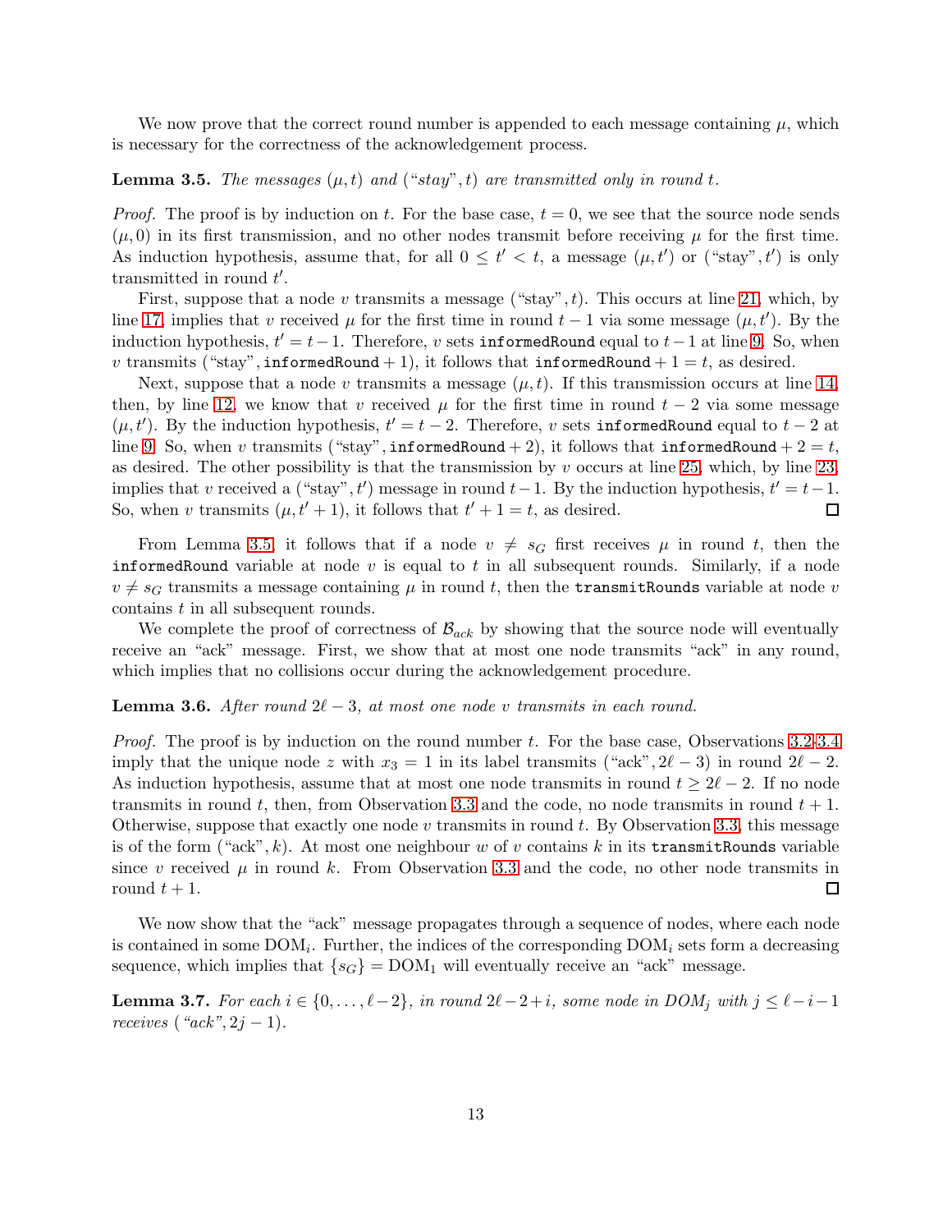We now prove that the correct round number is appended to each message containing $\mu$, which is necessary for the correctness of the acknowledgement process.

**Lemma 3.5.** *The messages $(\mu, t)$ and ("stay", $t$) are transmitted only in round $t$.*

*Proof.* The proof is by induction on $t$. For the base case, $t = 0$, we see that the source node sends $(\mu, 0)$ in its first transmission, and no other nodes transmit before receiving $\mu$ for the first time. As induction hypothesis, assume that, for all $0 \le t' < t$, a message $(\mu, t')$ or ("stay", $t'$) is only transmitted in round $t'$.

First, suppose that a node $v$ transmits a message ("stay", $t$). This occurs at line 21, which, by line 17, implies that $v$ received $\mu$ for the first time in round $t-1$ via some message $(\mu, t')$. By the induction hypothesis, $t' = t - 1$. Therefore, $v$ sets `informedRound` equal to $t-1$ at line 9. So, when $v$ transmits ("stay", `informedRound` $+ 1$), it follows that `informedRound` $+ 1 = t$, as desired.

Next, suppose that a node $v$ transmits a message $(\mu, t)$. If this transmission occurs at line 14, then, by line 12, we know that $v$ received $\mu$ for the first time in round $t - 2$ via some message $(\mu, t')$. By the induction hypothesis, $t' = t - 2$. Therefore, $v$ sets `informedRound` equal to $t - 2$ at line 9. So, when $v$ transmits ("stay", `informedRound` $+ 2$), it follows that `informedRound` $+ 2 = t$, as desired. The other possibility is that the transmission by $v$ occurs at line 25, which, by line 23, implies that $v$ received a ("stay", $t'$) message in round $t-1$. By the induction hypothesis, $t' = t-1$. So, when $v$ transmits $(\mu, t'+1)$, it follows that $t' + 1 = t$, as desired. ◻

From Lemma 3.5, it follows that if a node $v \neq s_G$ first receives $\mu$ in round $t$, then the `informedRound` variable at node $v$ is equal to $t$ in all subsequent rounds. Similarly, if a node $v \neq s_G$ transmits a message containing $\mu$ in round $t$, then the `transmitRounds` variable at node $v$ contains $t$ in all subsequent rounds.

We complete the proof of correctness of $\mathcal{B}_{ack}$ by showing that the source node will eventually receive an "ack" message. First, we show that at most one node transmits "ack" in any round, which implies that no collisions occur during the acknowledgement procedure.

**Lemma 3.6.** *After round $2\ell - 3$, at most one node $v$ transmits in each round.*

*Proof.* The proof is by induction on the round number $t$. For the base case, Observations 3.2-3.4 imply that the unique node $z$ with $x_3 = 1$ in its label transmits ("ack", $2\ell - 3$) in round $2\ell - 2$. As induction hypothesis, assume that at most one node transmits in round $t \ge 2\ell - 2$. If no node transmits in round $t$, then, from Observation 3.3 and the code, no node transmits in round $t + 1$. Otherwise, suppose that exactly one node $v$ transmits in round $t$. By Observation 3.3, this message is of the form ("ack", $k$). At most one neighbour $w$ of $v$ contains $k$ in its `transmitRounds` variable since $v$ received $\mu$ in round $k$. From Observation 3.3 and the code, no other node transmits in round $t + 1$. ◻

We now show that the "ack" message propagates through a sequence of nodes, where each node is contained in some $\mathrm{DOM}_i$. Further, the indices of the corresponding $\mathrm{DOM}_i$ sets form a decreasing sequence, which implies that $\{s_G\} = \mathrm{DOM}_1$ will eventually receive an "ack" message.

**Lemma 3.7.** *For each $i \in \{0, \ldots, \ell - 2\}$, in round $2\ell - 2 + i$, some node in $\mathrm{DOM}_j$ with $j \le \ell - i - 1$ receives ("ack", $2j - 1$).*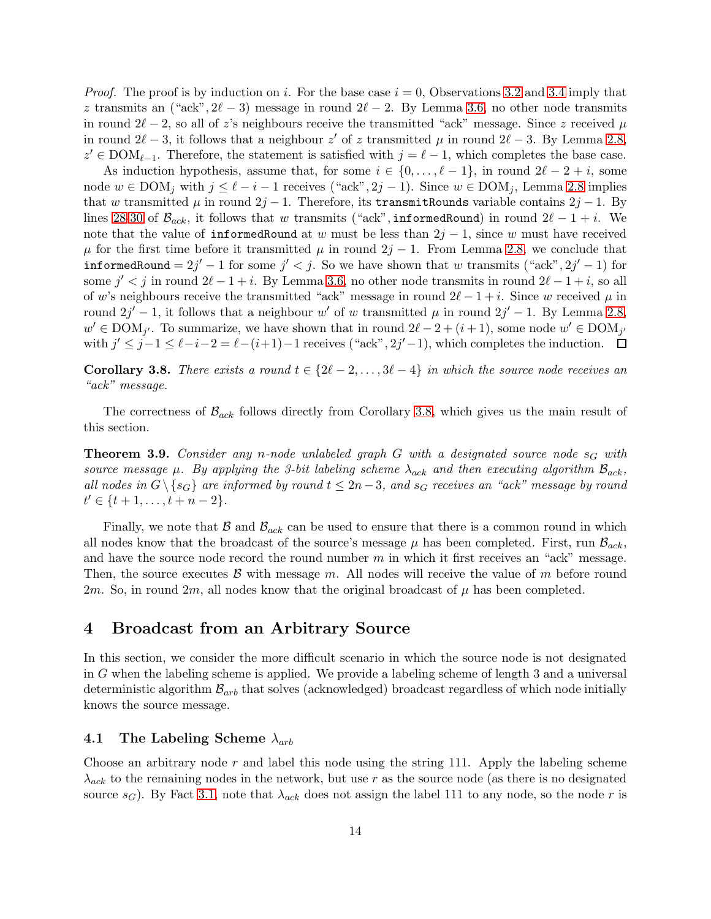*Proof.* The proof is by induction on $i$. For the base case $i = 0$, Observations 3.2 and 3.4 imply that $z$ transmits an ("ack", $2\ell - 3$) message in round $2\ell - 2$. By Lemma 3.6, no other node transmits in round $2\ell - 2$, so all of $z$'s neighbours receive the transmitted "ack" message. Since $z$ received $\mu$ in round $2\ell - 3$, it follows that a neighbour $z'$ of $z$ transmitted $\mu$ in round $2\ell - 3$. By Lemma 2.8, $z' \in \text{DOM}_{\ell-1}$. Therefore, the statement is satisfied with $j = \ell - 1$, which completes the base case.

As induction hypothesis, assume that, for some $i \in \{0, \ldots, \ell - 1\}$, in round $2\ell - 2 + i$, some node $w \in \text{DOM}_j$ with $j \leq \ell - i - 1$ receives ("ack", $2j - 1$). Since $w \in \text{DOM}_j$, Lemma 2.8 implies that $w$ transmitted $\mu$ in round $2j - 1$. Therefore, its `transmitRounds` variable contains $2j - 1$. By lines 28-30 of $\mathcal{B}_{ack}$, it follows that $w$ transmits ("ack", `informedRound`) in round $2\ell - 1 + i$. We note that the value of `informedRound` at $w$ must be less than $2j - 1$, since $w$ must have received $\mu$ for the first time before it transmitted $\mu$ in round $2j - 1$. From Lemma 2.8, we conclude that `informedRound` $= 2j' - 1$ for some $j' < j$. So we have shown that $w$ transmits ("ack", $2j' - 1$) for some $j' < j$ in round $2\ell - 1 + i$. By Lemma 3.6, no other node transmits in round $2\ell - 1 + i$, so all of $w$'s neighbours receive the transmitted "ack" message in round $2\ell - 1 + i$. Since $w$ received $\mu$ in round $2j' - 1$, it follows that a neighbour $w'$ of $w$ transmitted $\mu$ in round $2j' - 1$. By Lemma 2.8, $w' \in \text{DOM}_{j'}$. To summarize, we have shown that in round $2\ell - 2 + (i + 1)$, some node $w' \in \text{DOM}_{j'}$ with $j' \leq j - 1 \leq \ell - i - 2 = \ell - (i + 1) - 1$ receives ("ack", $2j' - 1$), which completes the induction. $\square$

**Corollary 3.8.** *There exists a round $t \in \{2\ell - 2, \ldots, 3\ell - 4\}$ in which the source node receives an "ack" message.*

The correctness of $\mathcal{B}_{ack}$ follows directly from Corollary 3.8, which gives us the main result of this section.

**Theorem 3.9.** *Consider any $n$-node unlabeled graph $G$ with a designated source node $s_G$ with source message $\mu$. By applying the 3-bit labeling scheme $\lambda_{ack}$ and then executing algorithm $\mathcal{B}_{ack}$, all nodes in $G \setminus \{s_G\}$ are informed by round $t \leq 2n - 3$, and $s_G$ receives an "ack" message by round $t' \in \{t + 1, \ldots, t + n - 2\}$.*

Finally, we note that $\mathcal{B}$ and $\mathcal{B}_{ack}$ can be used to ensure that there is a common round in which all nodes know that the broadcast of the source's message $\mu$ has been completed. First, run $\mathcal{B}_{ack}$, and have the source node record the round number $m$ in which it first receives an "ack" message. Then, the source executes $\mathcal{B}$ with message $m$. All nodes will receive the value of $m$ before round $2m$. So, in round $2m$, all nodes know that the original broadcast of $\mu$ has been completed.

# 4 Broadcast from an Arbitrary Source

In this section, we consider the more difficult scenario in which the source node is not designated in $G$ when the labeling scheme is applied. We provide a labeling scheme of length 3 and a universal deterministic algorithm $\mathcal{B}_{arb}$ that solves (acknowledged) broadcast regardless of which node initially knows the source message.

## 4.1 The Labeling Scheme $\lambda_{arb}$

Choose an arbitrary node $r$ and label this node using the string 111. Apply the labeling scheme $\lambda_{ack}$ to the remaining nodes in the network, but use $r$ as the source node (as there is no designated source $s_G$). By Fact 3.1, note that $\lambda_{ack}$ does not assign the label 111 to any node, so the node $r$ is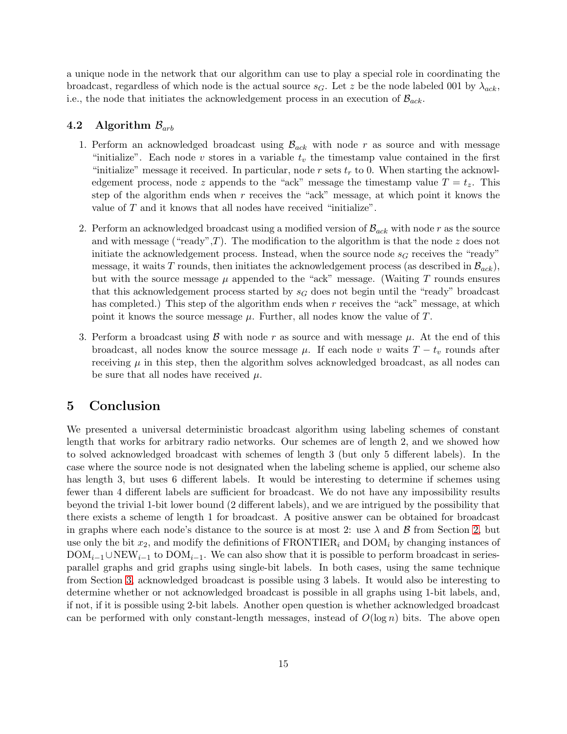a unique node in the network that our algorithm can use to play a special role in coordinating the broadcast, regardless of which node is the actual source $s_G$. Let $z$ be the node labeled 001 by $\lambda_{ack}$, i.e., the node that initiates the acknowledgement process in an execution of $\mathcal{B}_{ack}$.

### 4.2 Algorithm $\mathcal{B}_{arb}$

1. Perform an acknowledged broadcast using $\mathcal{B}_{ack}$ with node $r$ as source and with message "initialize". Each node $v$ stores in a variable $t_v$ the timestamp value contained in the first "initialize" message it received. In particular, node $r$ sets $t_r$ to 0. When starting the acknowledgement process, node $z$ appends to the "ack" message the timestamp value $T = t_z$. This step of the algorithm ends when $r$ receives the "ack" message, at which point it knows the value of $T$ and it knows that all nodes have received "initialize".

2. Perform an acknowledged broadcast using a modified version of $\mathcal{B}_{ack}$ with node $r$ as the source and with message ("ready",$T$). The modification to the algorithm is that the node $z$ does not initiate the acknowledgement process. Instead, when the source node $s_G$ receives the "ready" message, it waits $T$ rounds, then initiates the acknowledgement process (as described in $\mathcal{B}_{ack}$), but with the source message $\mu$ appended to the "ack" message. (Waiting $T$ rounds ensures that this acknowledgement process started by $s_G$ does not begin until the "ready" broadcast has completed.) This step of the algorithm ends when $r$ receives the "ack" message, at which point it knows the source message $\mu$. Further, all nodes know the value of $T$.

3. Perform a broadcast using $\mathcal{B}$ with node $r$ as source and with message $\mu$. At the end of this broadcast, all nodes know the source message $\mu$. If each node $v$ waits $T - t_v$ rounds after receiving $\mu$ in this step, then the algorithm solves acknowledged broadcast, as all nodes can be sure that all nodes have received $\mu$.

## 5 Conclusion

We presented a universal deterministic broadcast algorithm using labeling schemes of constant length that works for arbitrary radio networks. Our schemes are of length 2, and we showed how to solved acknowledged broadcast with schemes of length 3 (but only 5 different labels). In the case where the source node is not designated when the labeling scheme is applied, our scheme also has length 3, but uses 6 different labels. It would be interesting to determine if schemes using fewer than 4 different labels are sufficient for broadcast. We do not have any impossibility results beyond the trivial 1-bit lower bound (2 different labels), and we are intrigued by the possibility that there exists a scheme of length 1 for broadcast. A positive answer can be obtained for broadcast in graphs where each node's distance to the source is at most 2: use $\lambda$ and $\mathcal{B}$ from Section 2, but use only the bit $x_2$, and modify the definitions of $\text{FRONTIER}_i$ and $\text{DOM}_i$ by changing instances of $\text{DOM}_{i-1} \cup \text{NEW}_{i-1}$ to $\text{DOM}_{i-1}$. We can also show that it is possible to perform broadcast in series-parallel graphs and grid graphs using single-bit labels. In both cases, using the same technique from Section 3, acknowledged broadcast is possible using 3 labels. It would also be interesting to determine whether or not acknowledged broadcast is possible in all graphs using 1-bit labels, and, if not, if it is possible using 2-bit labels. Another open question is whether acknowledged broadcast can be performed with only constant-length messages, instead of $O(\log n)$ bits. The above open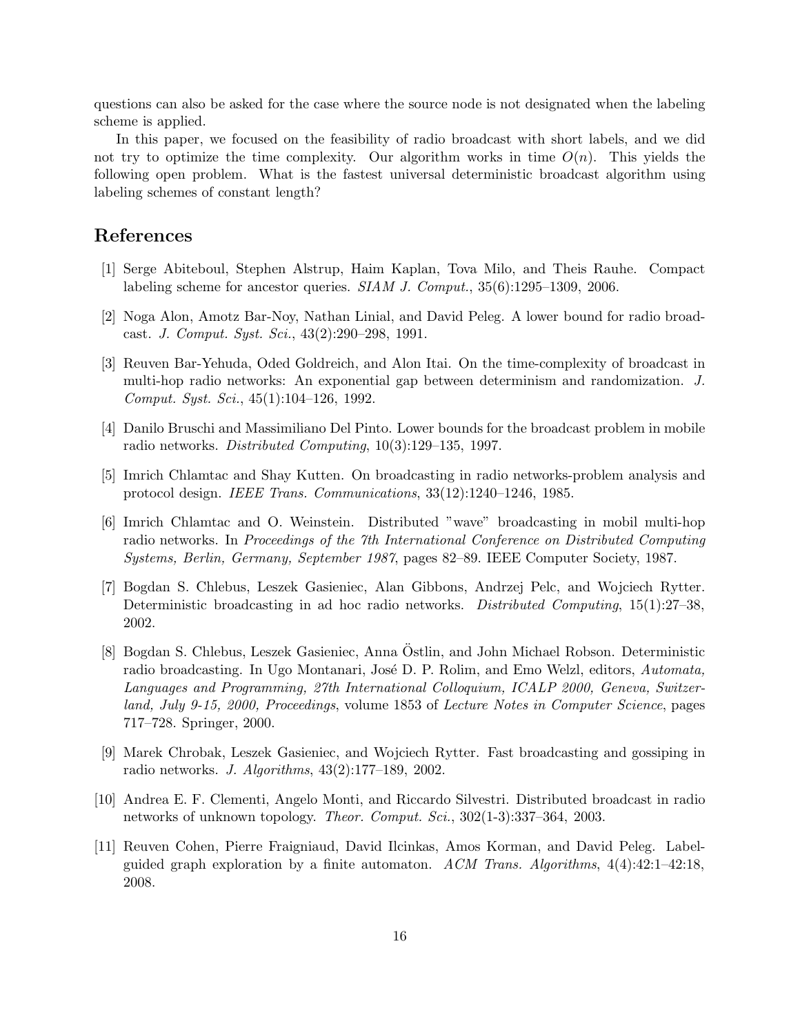questions can also be asked for the case where the source node is not designated when the labeling scheme is applied.

In this paper, we focused on the feasibility of radio broadcast with short labels, and we did not try to optimize the time complexity. Our algorithm works in time $O(n)$. This yields the following open problem. What is the fastest universal deterministic broadcast algorithm using labeling schemes of constant length?

## References

[1] Serge Abiteboul, Stephen Alstrup, Haim Kaplan, Tova Milo, and Theis Rauhe. Compact labeling scheme for ancestor queries. *SIAM J. Comput.*, 35(6):1295–1309, 2006.

[2] Noga Alon, Amotz Bar-Noy, Nathan Linial, and David Peleg. A lower bound for radio broadcast. *J. Comput. Syst. Sci.*, 43(2):290–298, 1991.

[3] Reuven Bar-Yehuda, Oded Goldreich, and Alon Itai. On the time-complexity of broadcast in multi-hop radio networks: An exponential gap between determinism and randomization. *J. Comput. Syst. Sci.*, 45(1):104–126, 1992.

[4] Danilo Bruschi and Massimiliano Del Pinto. Lower bounds for the broadcast problem in mobile radio networks. *Distributed Computing*, 10(3):129–135, 1997.

[5] Imrich Chlamtac and Shay Kutten. On broadcasting in radio networks-problem analysis and protocol design. *IEEE Trans. Communications*, 33(12):1240–1246, 1985.

[6] Imrich Chlamtac and O. Weinstein. Distributed "wave" broadcasting in mobil multi-hop radio networks. In *Proceedings of the 7th International Conference on Distributed Computing Systems, Berlin, Germany, September 1987*, pages 82–89. IEEE Computer Society, 1987.

[7] Bogdan S. Chlebus, Leszek Gasieniec, Alan Gibbons, Andrzej Pelc, and Wojciech Rytter. Deterministic broadcasting in ad hoc radio networks. *Distributed Computing*, 15(1):27–38, 2002.

[8] Bogdan S. Chlebus, Leszek Gasieniec, Anna Östlin, and John Michael Robson. Deterministic radio broadcasting. In Ugo Montanari, José D. P. Rolim, and Emo Welzl, editors, *Automata, Languages and Programming, 27th International Colloquium, ICALP 2000, Geneva, Switzerland, July 9-15, 2000, Proceedings*, volume 1853 of *Lecture Notes in Computer Science*, pages 717–728. Springer, 2000.

[9] Marek Chrobak, Leszek Gasieniec, and Wojciech Rytter. Fast broadcasting and gossiping in radio networks. *J. Algorithms*, 43(2):177–189, 2002.

[10] Andrea E. F. Clementi, Angelo Monti, and Riccardo Silvestri. Distributed broadcast in radio networks of unknown topology. *Theor. Comput. Sci.*, 302(1-3):337–364, 2003.

[11] Reuven Cohen, Pierre Fraigniaud, David Ilcinkas, Amos Korman, and David Peleg. Label-guided graph exploration by a finite automaton. *ACM Trans. Algorithms*, 4(4):42:1–42:18, 2008.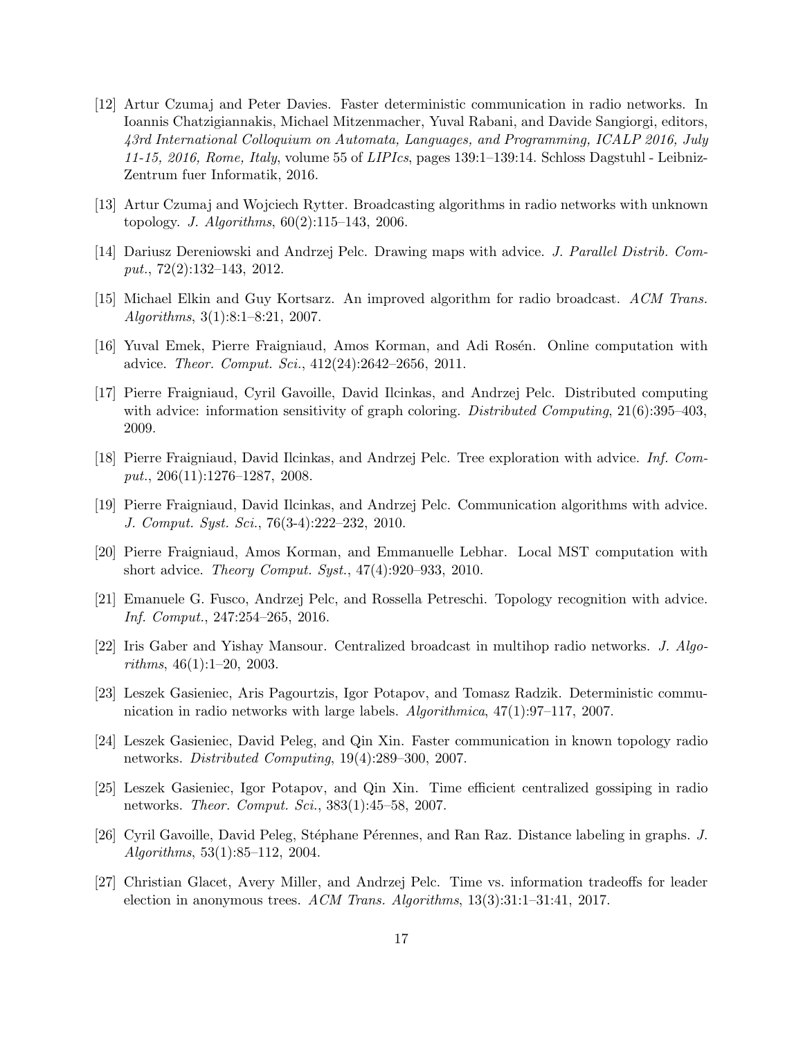[12] Artur Czumaj and Peter Davies. Faster deterministic communication in radio networks. In Ioannis Chatzigiannakis, Michael Mitzenmacher, Yuval Rabani, and Davide Sangiorgi, editors, *43rd International Colloquium on Automata, Languages, and Programming, ICALP 2016, July 11-15, 2016, Rome, Italy*, volume 55 of *LIPIcs*, pages 139:1–139:14. Schloss Dagstuhl - Leibniz-Zentrum fuer Informatik, 2016.

[13] Artur Czumaj and Wojciech Rytter. Broadcasting algorithms in radio networks with unknown topology. *J. Algorithms*, 60(2):115–143, 2006.

[14] Dariusz Dereniowski and Andrzej Pelc. Drawing maps with advice. *J. Parallel Distrib. Comput.*, 72(2):132–143, 2012.

[15] Michael Elkin and Guy Kortsarz. An improved algorithm for radio broadcast. *ACM Trans. Algorithms*, 3(1):8:1–8:21, 2007.

[16] Yuval Emek, Pierre Fraigniaud, Amos Korman, and Adi Rosén. Online computation with advice. *Theor. Comput. Sci.*, 412(24):2642–2656, 2011.

[17] Pierre Fraigniaud, Cyril Gavoille, David Ilcinkas, and Andrzej Pelc. Distributed computing with advice: information sensitivity of graph coloring. *Distributed Computing*, 21(6):395–403, 2009.

[18] Pierre Fraigniaud, David Ilcinkas, and Andrzej Pelc. Tree exploration with advice. *Inf. Comput.*, 206(11):1276–1287, 2008.

[19] Pierre Fraigniaud, David Ilcinkas, and Andrzej Pelc. Communication algorithms with advice. *J. Comput. Syst. Sci.*, 76(3-4):222–232, 2010.

[20] Pierre Fraigniaud, Amos Korman, and Emmanuelle Lebhar. Local MST computation with short advice. *Theory Comput. Syst.*, 47(4):920–933, 2010.

[21] Emanuele G. Fusco, Andrzej Pelc, and Rossella Petreschi. Topology recognition with advice. *Inf. Comput.*, 247:254–265, 2016.

[22] Iris Gaber and Yishay Mansour. Centralized broadcast in multihop radio networks. *J. Algorithms*, 46(1):1–20, 2003.

[23] Leszek Gasieniec, Aris Pagourtzis, Igor Potapov, and Tomasz Radzik. Deterministic communication in radio networks with large labels. *Algorithmica*, 47(1):97–117, 2007.

[24] Leszek Gasieniec, David Peleg, and Qin Xin. Faster communication in known topology radio networks. *Distributed Computing*, 19(4):289–300, 2007.

[25] Leszek Gasieniec, Igor Potapov, and Qin Xin. Time efficient centralized gossiping in radio networks. *Theor. Comput. Sci.*, 383(1):45–58, 2007.

[26] Cyril Gavoille, David Peleg, Stéphane Pérennes, and Ran Raz. Distance labeling in graphs. *J. Algorithms*, 53(1):85–112, 2004.

[27] Christian Glacet, Avery Miller, and Andrzej Pelc. Time vs. information tradeoffs for leader election in anonymous trees. *ACM Trans. Algorithms*, 13(3):31:1–31:41, 2017.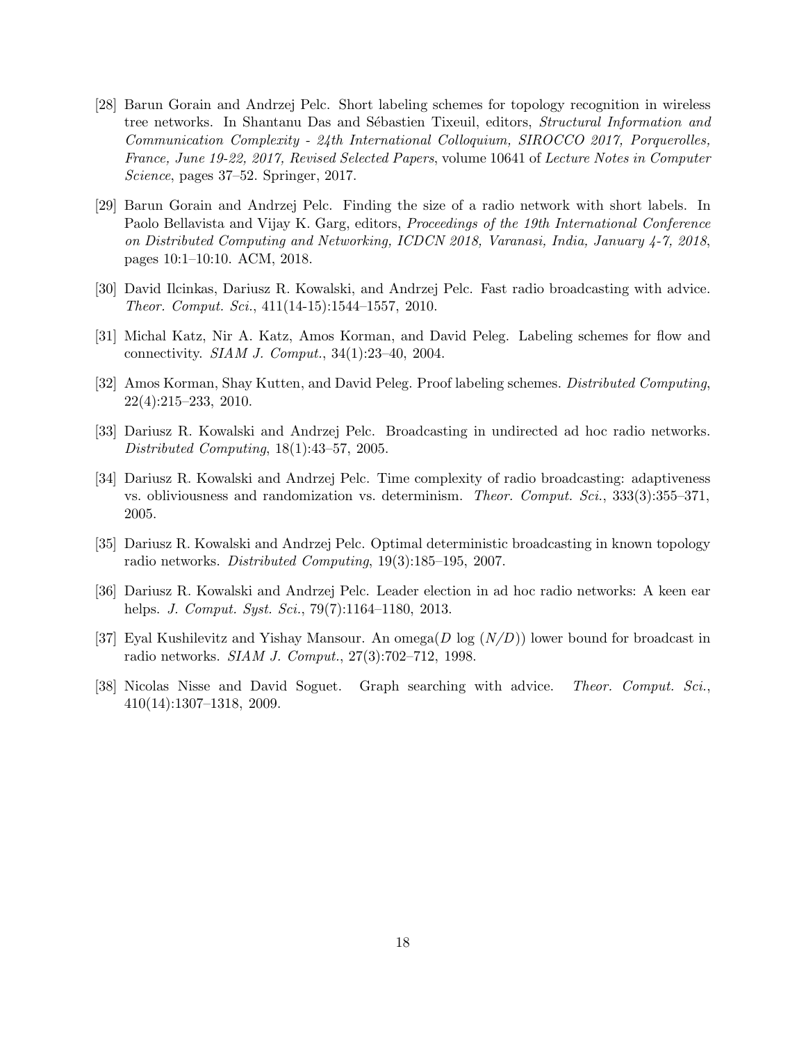[28] Barun Gorain and Andrzej Pelc. Short labeling schemes for topology recognition in wireless tree networks. In Shantanu Das and Sébastien Tixeuil, editors, *Structural Information and Communication Complexity - 24th International Colloquium, SIROCCO 2017, Porquerolles, France, June 19-22, 2017, Revised Selected Papers*, volume 10641 of *Lecture Notes in Computer Science*, pages 37–52. Springer, 2017.

[29] Barun Gorain and Andrzej Pelc. Finding the size of a radio network with short labels. In Paolo Bellavista and Vijay K. Garg, editors, *Proceedings of the 19th International Conference on Distributed Computing and Networking, ICDCN 2018, Varanasi, India, January 4-7, 2018*, pages 10:1–10:10. ACM, 2018.

[30] David Ilcinkas, Dariusz R. Kowalski, and Andrzej Pelc. Fast radio broadcasting with advice. *Theor. Comput. Sci.*, 411(14-15):1544–1557, 2010.

[31] Michal Katz, Nir A. Katz, Amos Korman, and David Peleg. Labeling schemes for flow and connectivity. *SIAM J. Comput.*, 34(1):23–40, 2004.

[32] Amos Korman, Shay Kutten, and David Peleg. Proof labeling schemes. *Distributed Computing*, 22(4):215–233, 2010.

[33] Dariusz R. Kowalski and Andrzej Pelc. Broadcasting in undirected ad hoc radio networks. *Distributed Computing*, 18(1):43–57, 2005.

[34] Dariusz R. Kowalski and Andrzej Pelc. Time complexity of radio broadcasting: adaptiveness vs. obliviousness and randomization vs. determinism. *Theor. Comput. Sci.*, 333(3):355–371, 2005.

[35] Dariusz R. Kowalski and Andrzej Pelc. Optimal deterministic broadcasting in known topology radio networks. *Distributed Computing*, 19(3):185–195, 2007.

[36] Dariusz R. Kowalski and Andrzej Pelc. Leader election in ad hoc radio networks: A keen ear helps. *J. Comput. Syst. Sci.*, 79(7):1164–1180, 2013.

[37] Eyal Kushilevitz and Yishay Mansour. An omega($D$ log $(N/D)$) lower bound for broadcast in radio networks. *SIAM J. Comput.*, 27(3):702–712, 1998.

[38] Nicolas Nisse and David Soguet. Graph searching with advice. *Theor. Comput. Sci.*, 410(14):1307–1318, 2009.